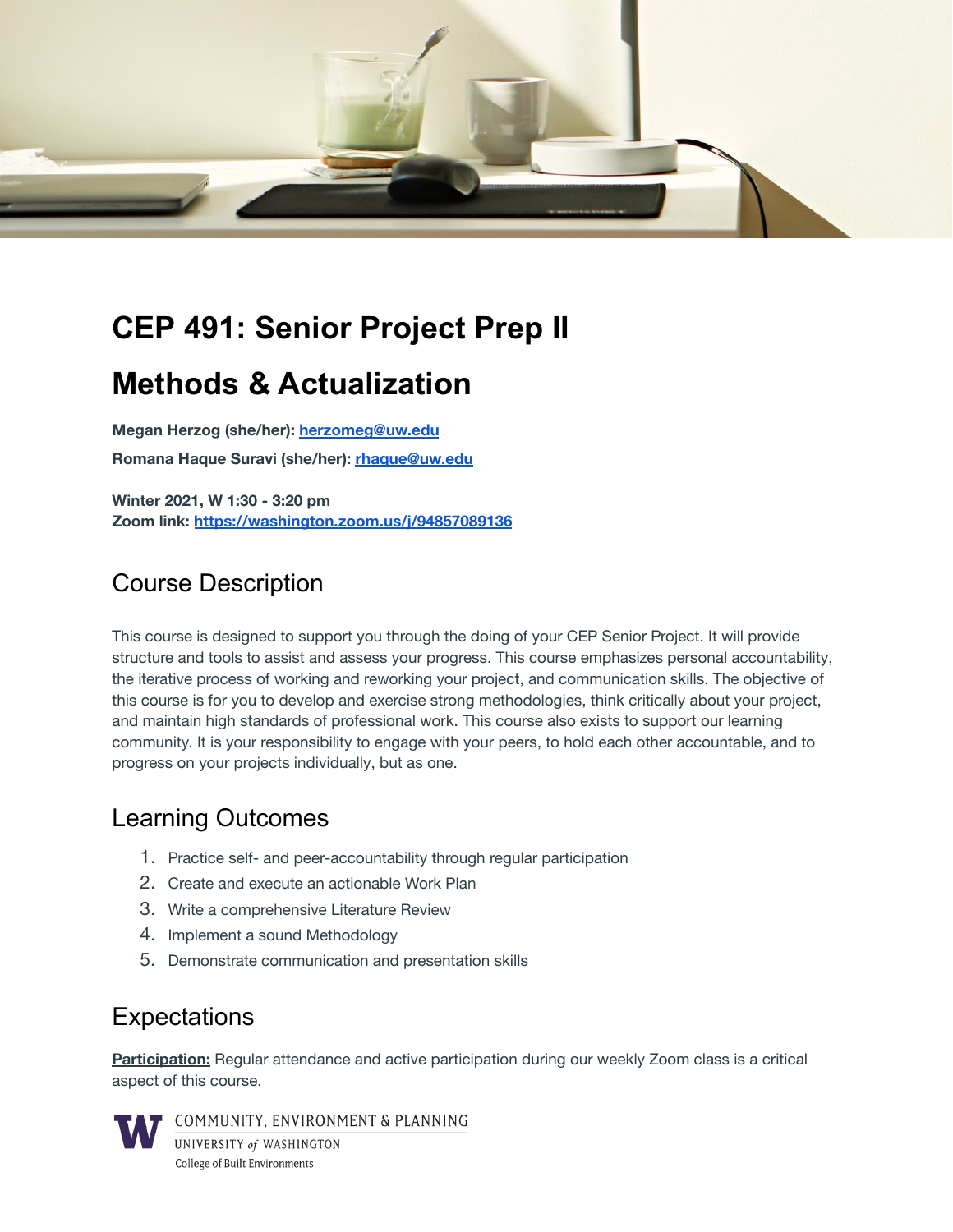# CEP 491: Senior Project Prep II

# Methods & Actualization

**Megan Herzog (she/her): herzomeg@uw.edu**

**Romana Haque Suravi (she/her): rhaque@uw.edu**

**Winter 2021, W 1:30 - 3:20 pm**
**Zoom link: https://washington.zoom.us/j/94857089136**

## Course Description

This course is designed to support you through the doing of your CEP Senior Project. It will provide structure and tools to assist and assess your progress. This course emphasizes personal accountability, the iterative process of working and reworking your project, and communication skills. The objective of this course is for you to develop and exercise strong methodologies, think critically about your project, and maintain high standards of professional work. This course also exists to support our learning community. It is your responsibility to engage with your peers, to hold each other accountable, and to progress on your projects individually, but as one.

## Learning Outcomes

1. Practice self- and peer-accountability through regular participation
2. Create and execute an actionable Work Plan
3. Write a comprehensive Literature Review
4. Implement a sound Methodology
5. Demonstrate communication and presentation skills

## Expectations

**Participation:** Regular attendance and active participation during our weekly Zoom class is a critical aspect of this course.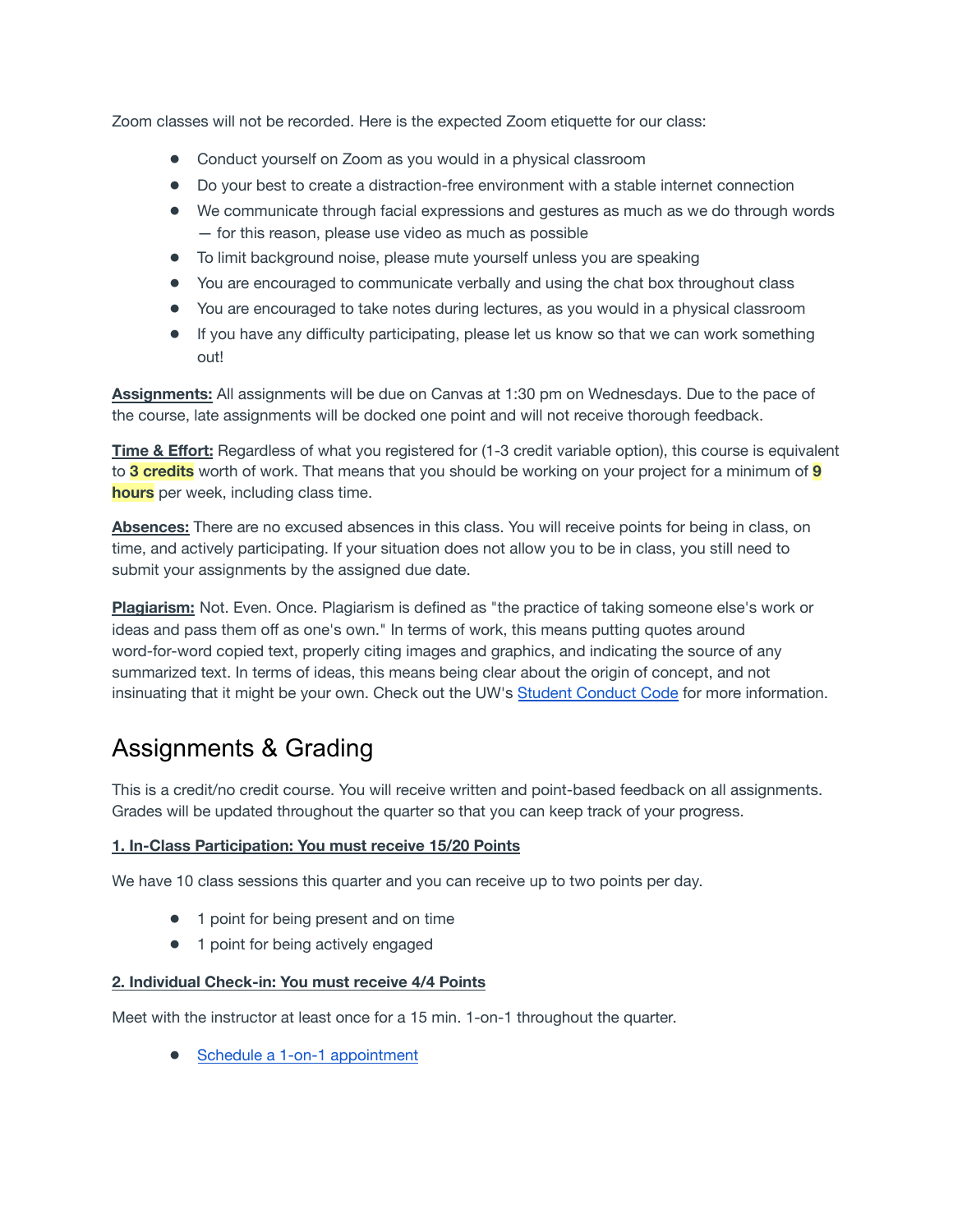Zoom classes will not be recorded. Here is the expected Zoom etiquette for our class:

- Conduct yourself on Zoom as you would in a physical classroom
- Do your best to create a distraction-free environment with a stable internet connection
- We communicate through facial expressions and gestures as much as we do through words — for this reason, please use video as much as possible
- To limit background noise, please mute yourself unless you are speaking
- You are encouraged to communicate verbally and using the chat box throughout class
- You are encouraged to take notes during lectures, as you would in a physical classroom
- If you have any difficulty participating, please let us know so that we can work something out!

**Assignments:** All assignments will be due on Canvas at 1:30 pm on Wednesdays. Due to the pace of the course, late assignments will be docked one point and will not receive thorough feedback.

**Time & Effort:** Regardless of what you registered for (1-3 credit variable option), this course is equivalent to **3 credits** worth of work. That means that you should be working on your project for a minimum of **9 hours** per week, including class time.

**Absences:** There are no excused absences in this class. You will receive points for being in class, on time, and actively participating. If your situation does not allow you to be in class, you still need to submit your assignments by the assigned due date.

**Plagiarism:** Not. Even. Once. Plagiarism is defined as "the practice of taking someone else's work or ideas and pass them off as one's own." In terms of work, this means putting quotes around word-for-word copied text, properly citing images and graphics, and indicating the source of any summarized text. In terms of ideas, this means being clear about the origin of concept, and not insinuating that it might be your own. Check out the UW's Student Conduct Code for more information.

## Assignments & Grading

This is a credit/no credit course. You will receive written and point-based feedback on all assignments. Grades will be updated throughout the quarter so that you can keep track of your progress.

**1. In-Class Participation: You must receive 15/20 Points**

We have 10 class sessions this quarter and you can receive up to two points per day.

- 1 point for being present and on time
- 1 point for being actively engaged

**2. Individual Check-in: You must receive 4/4 Points**

Meet with the instructor at least once for a 15 min. 1-on-1 throughout the quarter.

- Schedule a 1-on-1 appointment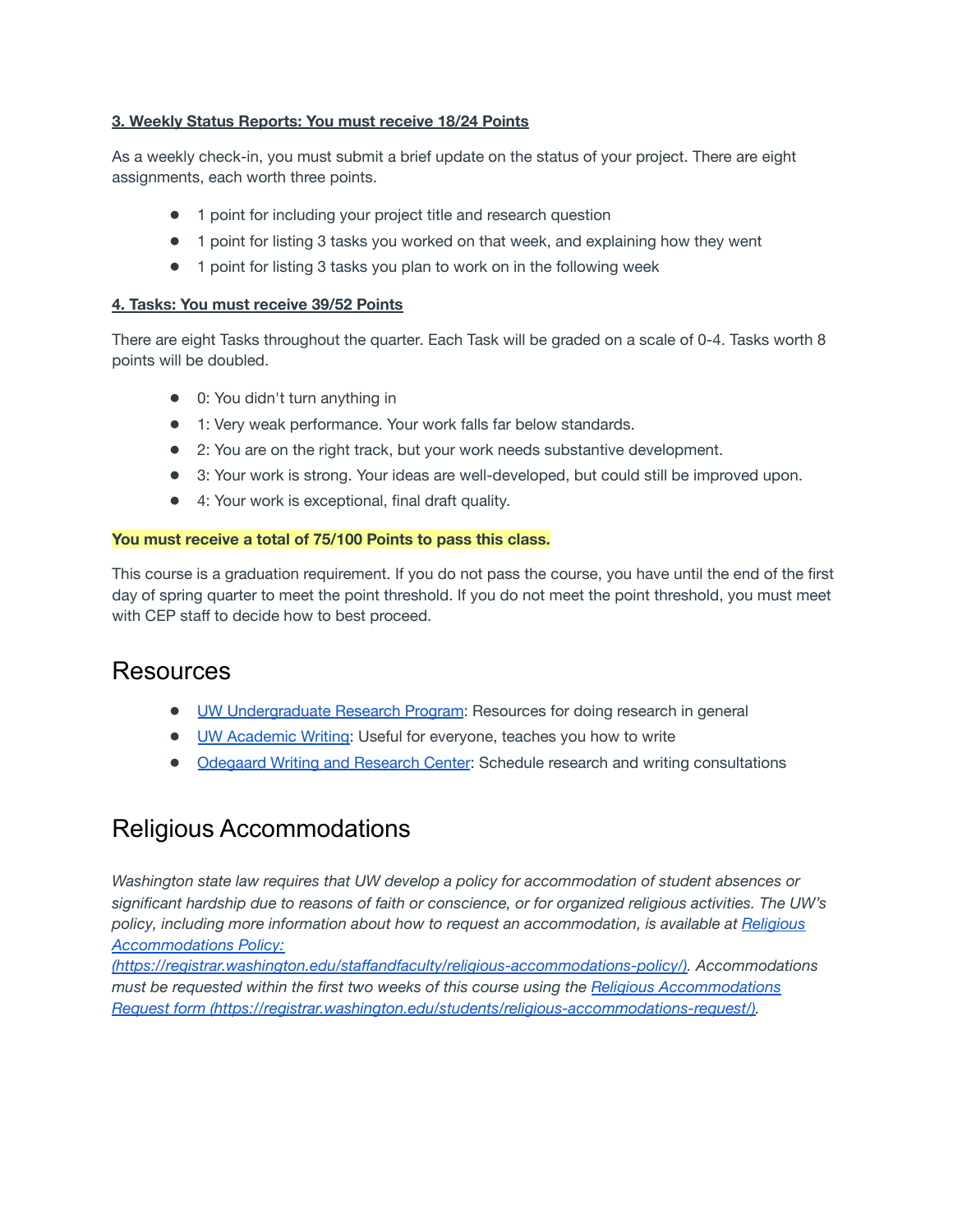**3. Weekly Status Reports: You must receive 18/24 Points**

As a weekly check-in, you must submit a brief update on the status of your project. There are eight assignments, each worth three points.

- 1 point for including your project title and research question
- 1 point for listing 3 tasks you worked on that week, and explaining how they went
- 1 point for listing 3 tasks you plan to work on in the following week

**4. Tasks: You must receive 39/52 Points**

There are eight Tasks throughout the quarter. Each Task will be graded on a scale of 0-4. Tasks worth 8 points will be doubled.

- 0: You didn't turn anything in
- 1: Very weak performance. Your work falls far below standards.
- 2: You are on the right track, but your work needs substantive development.
- 3: Your work is strong. Your ideas are well-developed, but could still be improved upon.
- 4: Your work is exceptional, final draft quality.

**You must receive a total of 75/100 Points to pass this class.**

This course is a graduation requirement. If you do not pass the course, you have until the end of the first day of spring quarter to meet the point threshold. If you do not meet the point threshold, you must meet with CEP staff to decide how to best proceed.

## Resources

- [UW Undergraduate Research Program](): Resources for doing research in general
- [UW Academic Writing](): Useful for everyone, teaches you how to write
- [Odegaard Writing and Research Center](): Schedule research and writing consultations

## Religious Accommodations

*Washington state law requires that UW develop a policy for accommodation of student absences or significant hardship due to reasons of faith or conscience, or for organized religious activities. The UW's policy, including more information about how to request an accommodation, is available at [Religious Accommodations Policy: (https://registrar.washington.edu/staffandfaculty/religious-accommodations-policy/)](https://registrar.washington.edu/staffandfaculty/religious-accommodations-policy/). Accommodations must be requested within the first two weeks of this course using the [Religious Accommodations Request form (https://registrar.washington.edu/students/religious-accommodations-request/)](https://registrar.washington.edu/students/religious-accommodations-request/).*